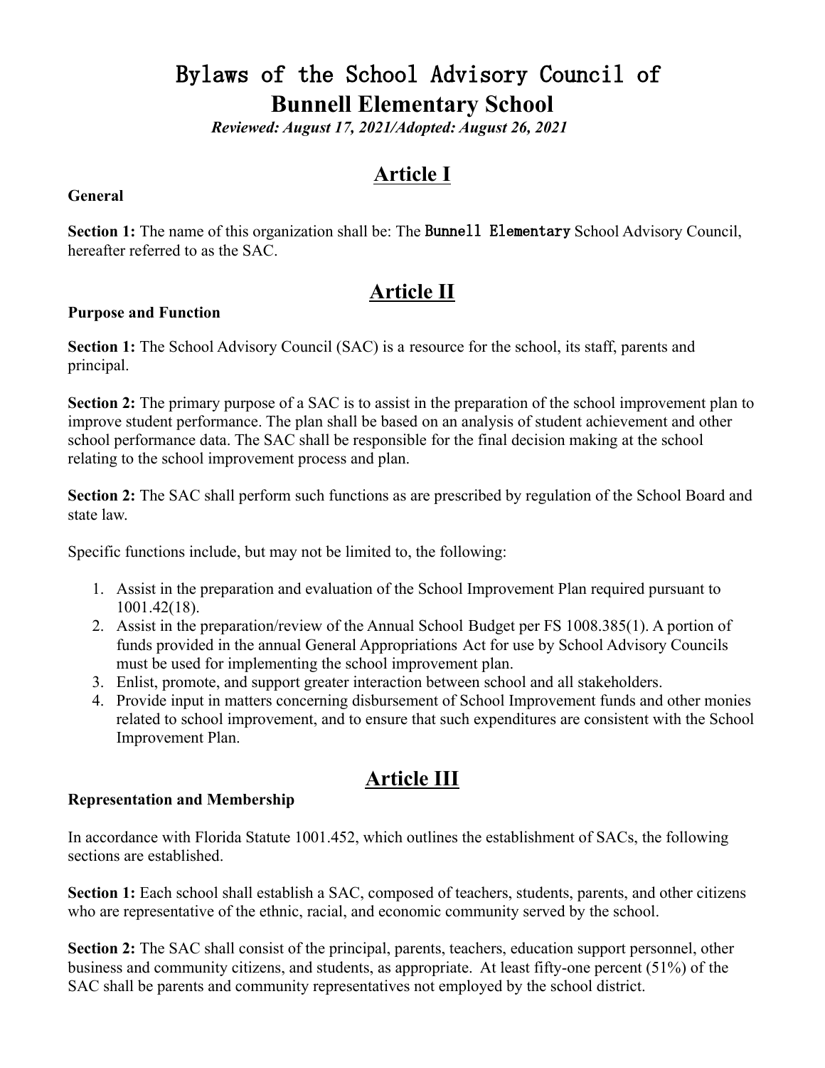# Bylaws of the School Advisory Council of
# Bunnell Elementary School

***Reviewed: August 17, 2021/Adopted: August 26, 2021***

## Article I

**General**

**Section 1:** The name of this organization shall be: The **Bunnell Elementary** School Advisory Council, hereafter referred to as the SAC.

## Article II

**Purpose and Function**

**Section 1:** The School Advisory Council (SAC) is a resource for the school, its staff, parents and principal.

**Section 2:** The primary purpose of a SAC is to assist in the preparation of the school improvement plan to improve student performance. The plan shall be based on an analysis of student achievement and other school performance data. The SAC shall be responsible for the final decision making at the school relating to the school improvement process and plan.

**Section 2:** The SAC shall perform such functions as are prescribed by regulation of the School Board and state law.

Specific functions include, but may not be limited to, the following:

1. Assist in the preparation and evaluation of the School Improvement Plan required pursuant to 1001.42(18).
2. Assist in the preparation/review of the Annual School Budget per FS 1008.385(1). A portion of funds provided in the annual General Appropriations Act for use by School Advisory Councils must be used for implementing the school improvement plan.
3. Enlist, promote, and support greater interaction between school and all stakeholders.
4. Provide input in matters concerning disbursement of School Improvement funds and other monies related to school improvement, and to ensure that such expenditures are consistent with the School Improvement Plan.

## Article III

**Representation and Membership**

In accordance with Florida Statute 1001.452, which outlines the establishment of SACs, the following sections are established.

**Section 1:** Each school shall establish a SAC, composed of teachers, students, parents, and other citizens who are representative of the ethnic, racial, and economic community served by the school.

**Section 2:** The SAC shall consist of the principal, parents, teachers, education support personnel, other business and community citizens, and students, as appropriate. At least fifty-one percent (51%) of the SAC shall be parents and community representatives not employed by the school district.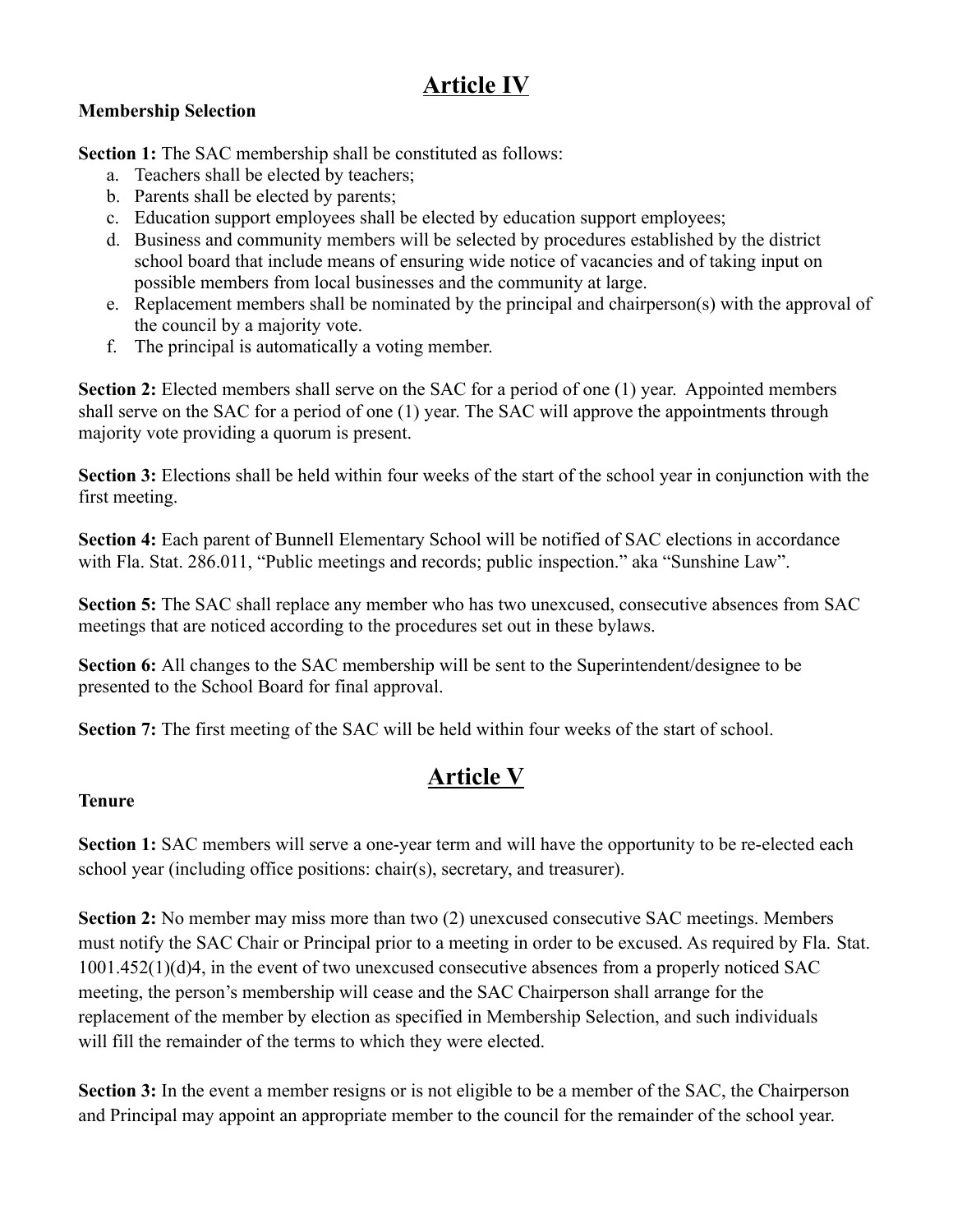# Article IV

**Membership Selection**

**Section 1:** The SAC membership shall be constituted as follows:

a. Teachers shall be elected by teachers;
b. Parents shall be elected by parents;
c. Education support employees shall be elected by education support employees;
d. Business and community members will be selected by procedures established by the district school board that include means of ensuring wide notice of vacancies and of taking input on possible members from local businesses and the community at large.
e. Replacement members shall be nominated by the principal and chairperson(s) with the approval of the council by a majority vote.
f. The principal is automatically a voting member.

**Section 2:** Elected members shall serve on the SAC for a period of one (1) year. Appointed members shall serve on the SAC for a period of one (1) year. The SAC will approve the appointments through majority vote providing a quorum is present.

**Section 3:** Elections shall be held within four weeks of the start of the school year in conjunction with the first meeting.

**Section 4:** Each parent of Bunnell Elementary School will be notified of SAC elections in accordance with Fla. Stat. 286.011, "Public meetings and records; public inspection." aka "Sunshine Law".

**Section 5:** The SAC shall replace any member who has two unexcused, consecutive absences from SAC meetings that are noticed according to the procedures set out in these bylaws.

**Section 6:** All changes to the SAC membership will be sent to the Superintendent/designee to be presented to the School Board for final approval.

**Section 7:** The first meeting of the SAC will be held within four weeks of the start of school.

# Article V

**Tenure**

**Section 1:** SAC members will serve a one-year term and will have the opportunity to be re-elected each school year (including office positions: chair(s), secretary, and treasurer).

**Section 2:** No member may miss more than two (2) unexcused consecutive SAC meetings. Members must notify the SAC Chair or Principal prior to a meeting in order to be excused. As required by Fla. Stat. 1001.452(1)(d)4, in the event of two unexcused consecutive absences from a properly noticed SAC meeting, the person's membership will cease and the SAC Chairperson shall arrange for the replacement of the member by election as specified in Membership Selection, and such individuals will fill the remainder of the terms to which they were elected.

**Section 3:** In the event a member resigns or is not eligible to be a member of the SAC, the Chairperson and Principal may appoint an appropriate member to the council for the remainder of the school year.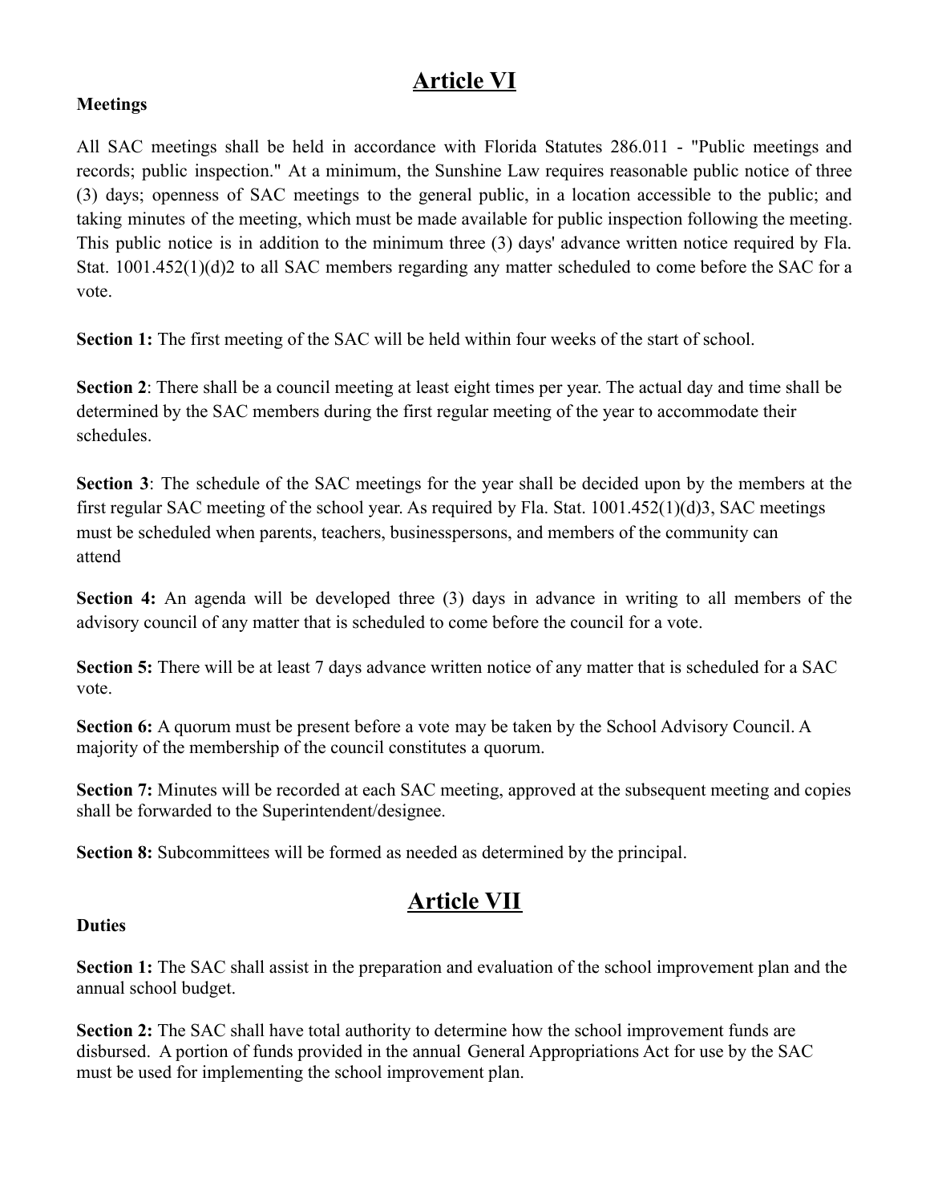## Article VI

**Meetings**

All SAC meetings shall be held in accordance with Florida Statutes 286.011 - "Public meetings and records; public inspection." At a minimum, the Sunshine Law requires reasonable public notice of three (3) days; openness of SAC meetings to the general public, in a location accessible to the public; and taking minutes of the meeting, which must be made available for public inspection following the meeting. This public notice is in addition to the minimum three (3) days' advance written notice required by Fla. Stat. 1001.452(1)(d)2 to all SAC members regarding any matter scheduled to come before the SAC for a vote.

**Section 1:** The first meeting of the SAC will be held within four weeks of the start of school.

**Section 2**: There shall be a council meeting at least eight times per year. The actual day and time shall be determined by the SAC members during the first regular meeting of the year to accommodate their schedules.

**Section 3**: The schedule of the SAC meetings for the year shall be decided upon by the members at the first regular SAC meeting of the school year. As required by Fla. Stat. 1001.452(1)(d)3, SAC meetings must be scheduled when parents, teachers, businesspersons, and members of the community can attend

**Section 4:** An agenda will be developed three (3) days in advance in writing to all members of the advisory council of any matter that is scheduled to come before the council for a vote.

**Section 5:** There will be at least 7 days advance written notice of any matter that is scheduled for a SAC vote.

**Section 6:** A quorum must be present before a vote may be taken by the School Advisory Council. A majority of the membership of the council constitutes a quorum.

**Section 7:** Minutes will be recorded at each SAC meeting, approved at the subsequent meeting and copies shall be forwarded to the Superintendent/designee.

**Section 8:** Subcommittees will be formed as needed as determined by the principal.

## Article VII

**Duties**

**Section 1:** The SAC shall assist in the preparation and evaluation of the school improvement plan and the annual school budget.

**Section 2:** The SAC shall have total authority to determine how the school improvement funds are disbursed. A portion of funds provided in the annual General Appropriations Act for use by the SAC must be used for implementing the school improvement plan.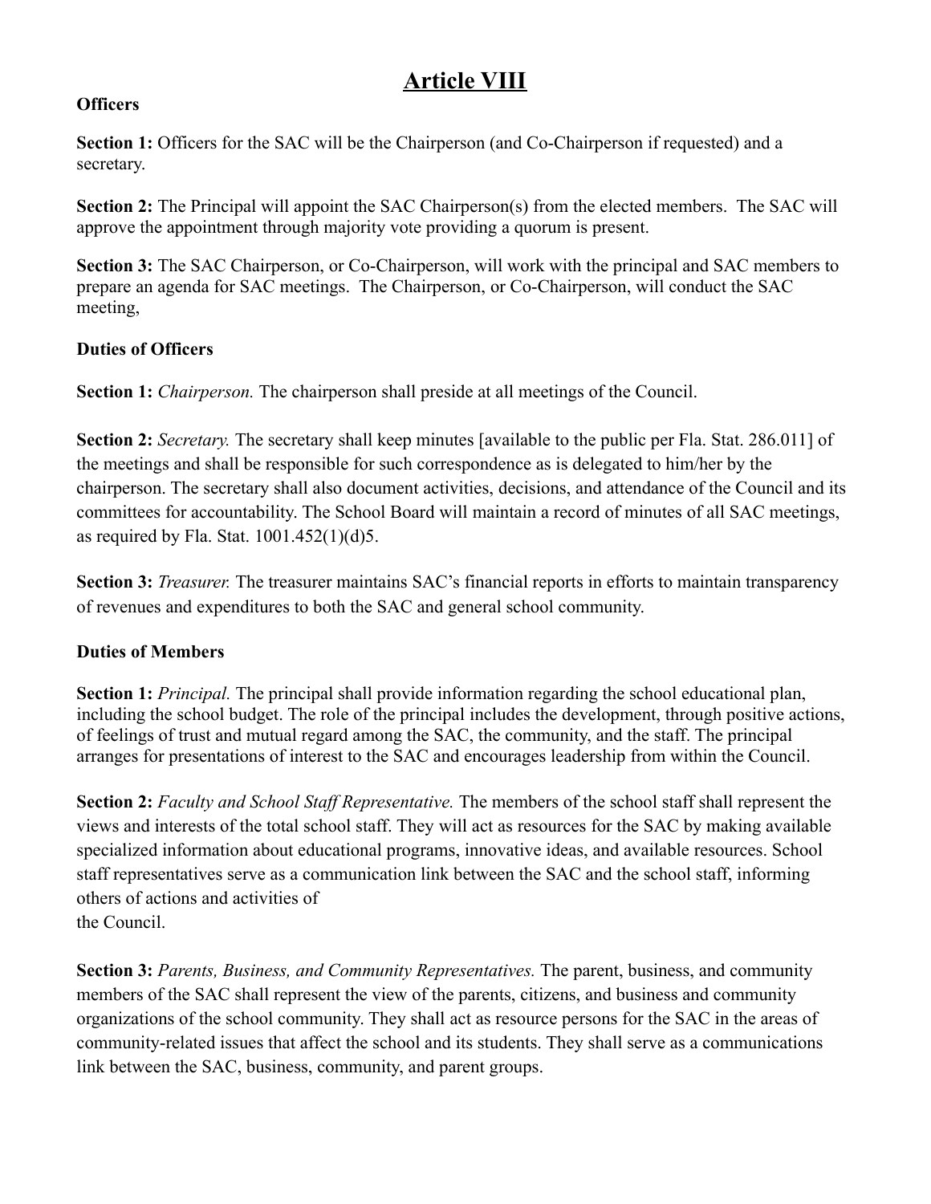# Article VIII

**Officers**

**Section 1:** Officers for the SAC will be the Chairperson (and Co-Chairperson if requested) and a secretary.

**Section 2:** The Principal will appoint the SAC Chairperson(s) from the elected members. The SAC will approve the appointment through majority vote providing a quorum is present.

**Section 3:** The SAC Chairperson, or Co-Chairperson, will work with the principal and SAC members to prepare an agenda for SAC meetings. The Chairperson, or Co-Chairperson, will conduct the SAC meeting,

**Duties of Officers**

**Section 1:** *Chairperson.* The chairperson shall preside at all meetings of the Council.

**Section 2:** *Secretary.* The secretary shall keep minutes [available to the public per Fla. Stat. 286.011] of the meetings and shall be responsible for such correspondence as is delegated to him/her by the chairperson. The secretary shall also document activities, decisions, and attendance of the Council and its committees for accountability. The School Board will maintain a record of minutes of all SAC meetings, as required by Fla. Stat. 1001.452(1)(d)5.

**Section 3:** *Treasurer.* The treasurer maintains SAC's financial reports in efforts to maintain transparency of revenues and expenditures to both the SAC and general school community.

**Duties of Members**

**Section 1:** *Principal.* The principal shall provide information regarding the school educational plan, including the school budget. The role of the principal includes the development, through positive actions, of feelings of trust and mutual regard among the SAC, the community, and the staff. The principal arranges for presentations of interest to the SAC and encourages leadership from within the Council.

**Section 2:** *Faculty and School Staff Representative.* The members of the school staff shall represent the views and interests of the total school staff. They will act as resources for the SAC by making available specialized information about educational programs, innovative ideas, and available resources. School staff representatives serve as a communication link between the SAC and the school staff, informing others of actions and activities of the Council.

**Section 3:** *Parents, Business, and Community Representatives.* The parent, business, and community members of the SAC shall represent the view of the parents, citizens, and business and community organizations of the school community. They shall act as resource persons for the SAC in the areas of community-related issues that affect the school and its students. They shall serve as a communications link between the SAC, business, community, and parent groups.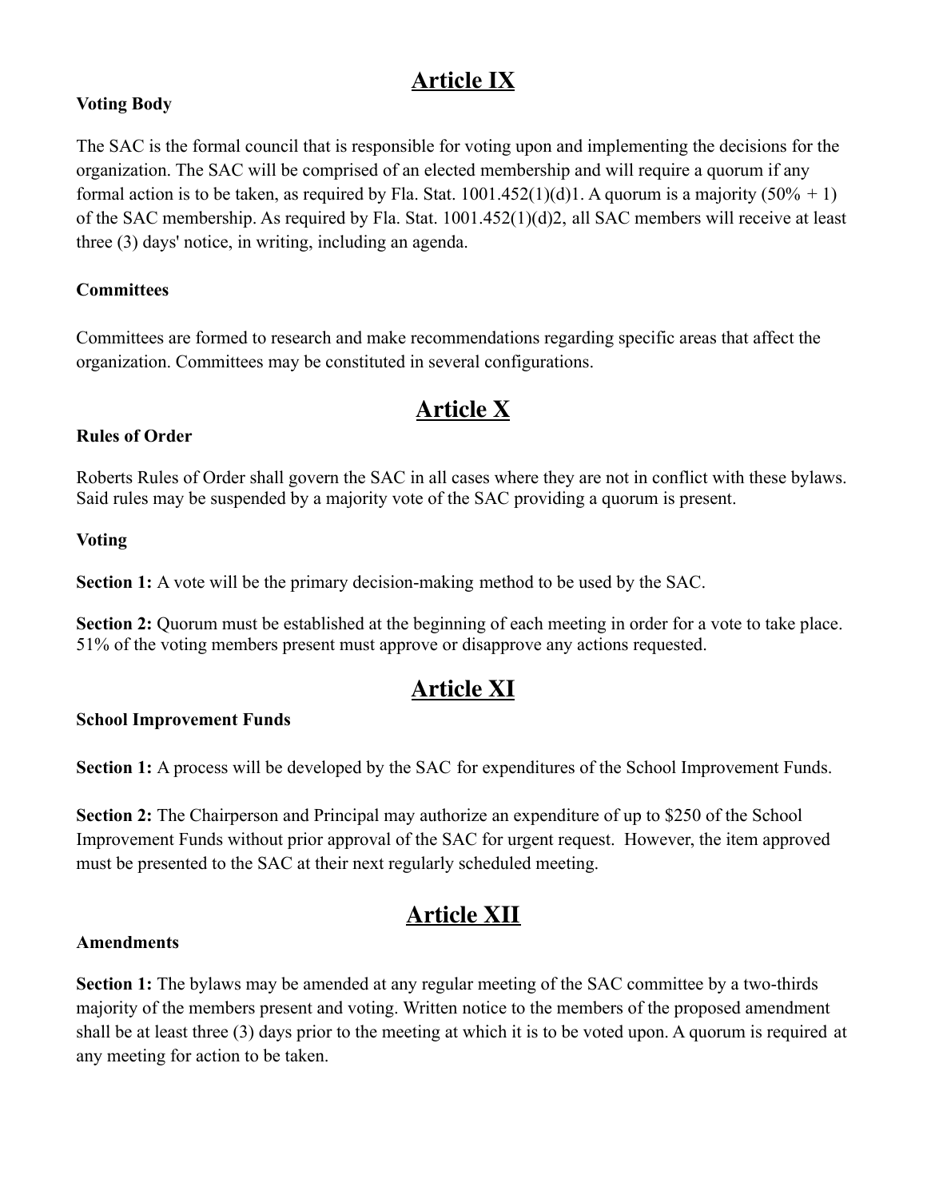# Article IX

**Voting Body**

The SAC is the formal council that is responsible for voting upon and implementing the decisions for the organization. The SAC will be comprised of an elected membership and will require a quorum if any formal action is to be taken, as required by Fla. Stat. 1001.452(1)(d)1. A quorum is a majority (50% + 1) of the SAC membership. As required by Fla. Stat. 1001.452(1)(d)2, all SAC members will receive at least three (3) days' notice, in writing, including an agenda.

**Committees**

Committees are formed to research and make recommendations regarding specific areas that affect the organization. Committees may be constituted in several configurations.

# Article X

**Rules of Order**

Roberts Rules of Order shall govern the SAC in all cases where they are not in conflict with these bylaws. Said rules may be suspended by a majority vote of the SAC providing a quorum is present.

**Voting**

**Section 1:** A vote will be the primary decision-making method to be used by the SAC.

**Section 2:** Quorum must be established at the beginning of each meeting in order for a vote to take place. 51% of the voting members present must approve or disapprove any actions requested.

# Article XI

**School Improvement Funds**

**Section 1:** A process will be developed by the SAC for expenditures of the School Improvement Funds.

**Section 2:** The Chairperson and Principal may authorize an expenditure of up to $250 of the School Improvement Funds without prior approval of the SAC for urgent request. However, the item approved must be presented to the SAC at their next regularly scheduled meeting.

# Article XII

**Amendments**

**Section 1:** The bylaws may be amended at any regular meeting of the SAC committee by a two-thirds majority of the members present and voting. Written notice to the members of the proposed amendment shall be at least three (3) days prior to the meeting at which it is to be voted upon. A quorum is required at any meeting for action to be taken.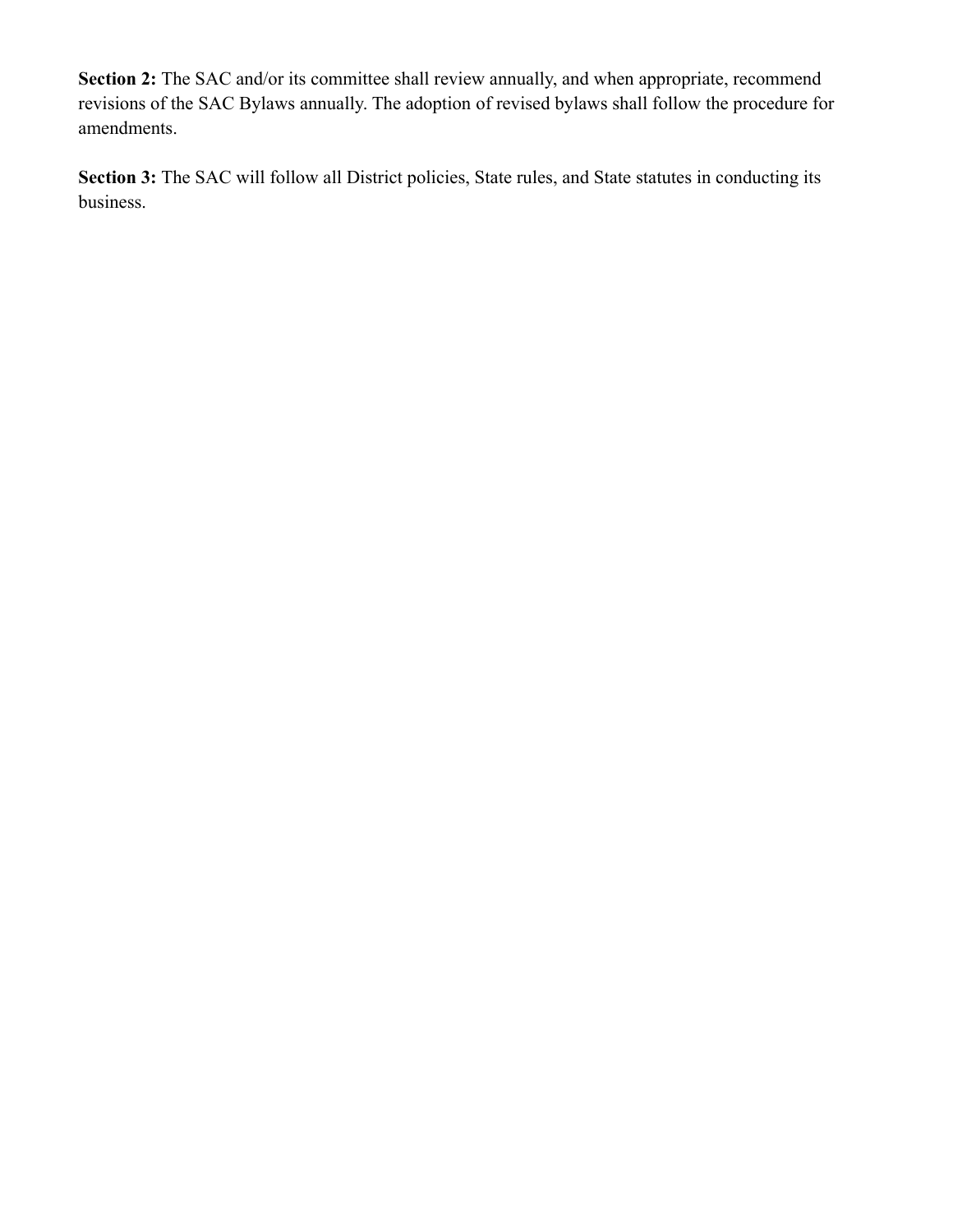**Section 2:** The SAC and/or its committee shall review annually, and when appropriate, recommend revisions of the SAC Bylaws annually. The adoption of revised bylaws shall follow the procedure for amendments.

**Section 3:** The SAC will follow all District policies, State rules, and State statutes in conducting its business.